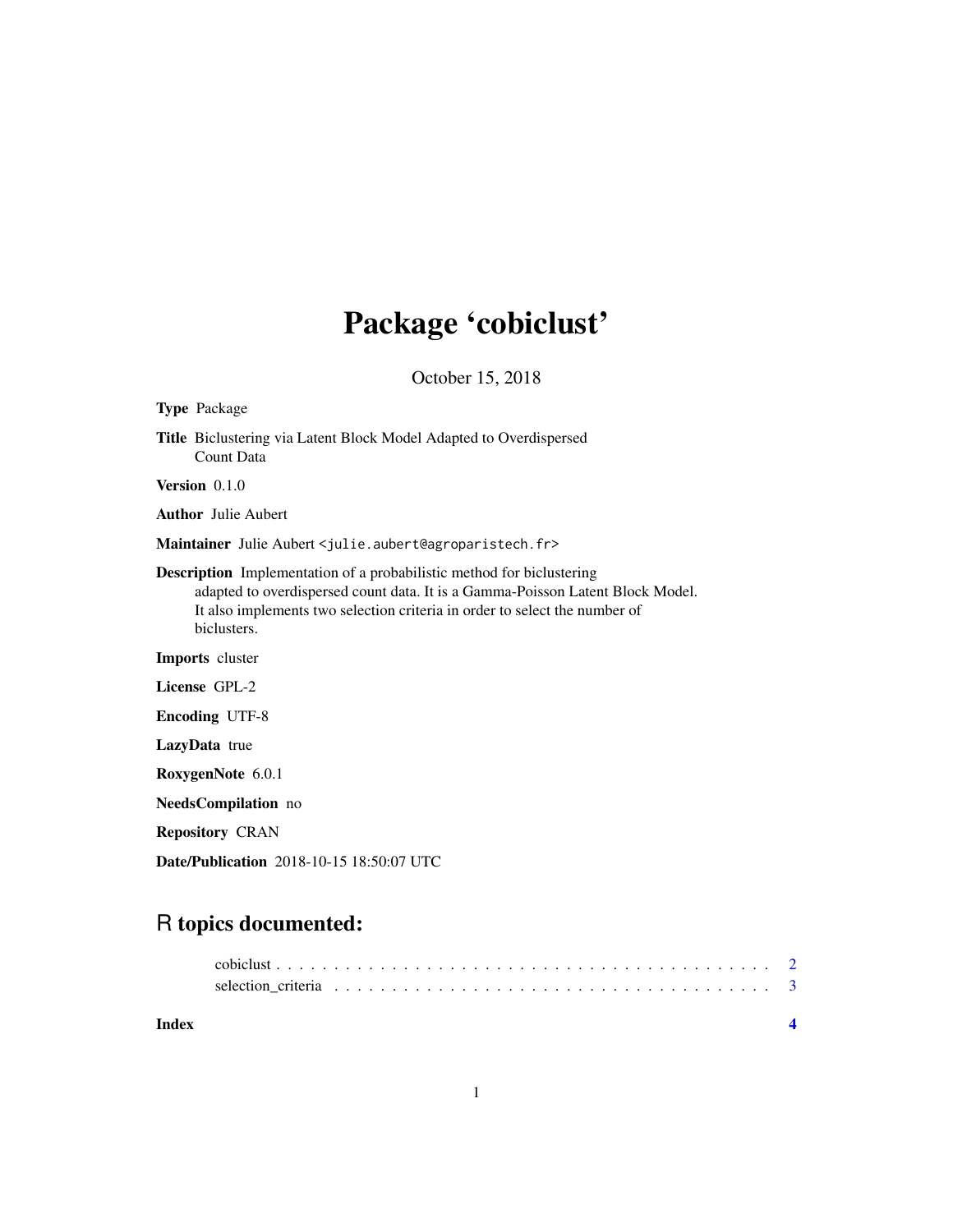# Package 'cobiclust'

October 15, 2018

**Type** Package

**Title** Biclustering via Latent Block Model Adapted to Overdispersed Count Data

**Version** 0.1.0

**Author** Julie Aubert

**Maintainer** Julie Aubert <julie.aubert@agroparistech.fr>

**Description** Implementation of a probabilistic method for biclustering adapted to overdispersed count data. It is a Gamma-Poisson Latent Block Model. It also implements two selection criteria in order to select the number of biclusters.

**Imports** cluster

**License** GPL-2

**Encoding** UTF-8

**LazyData** true

**RoxygenNote** 6.0.1

**NeedsCompilation** no

**Repository** CRAN

**Date/Publication** 2018-10-15 18:50:07 UTC

## R topics documented:

cobiclust . . . . . . . . . . . . . . . . . . . . . . . . . . . . . . . . . . . . . . . . . . 2
selection_criteria . . . . . . . . . . . . . . . . . . . . . . . . . . . . . . . . . . . . . 3

**Index** **4**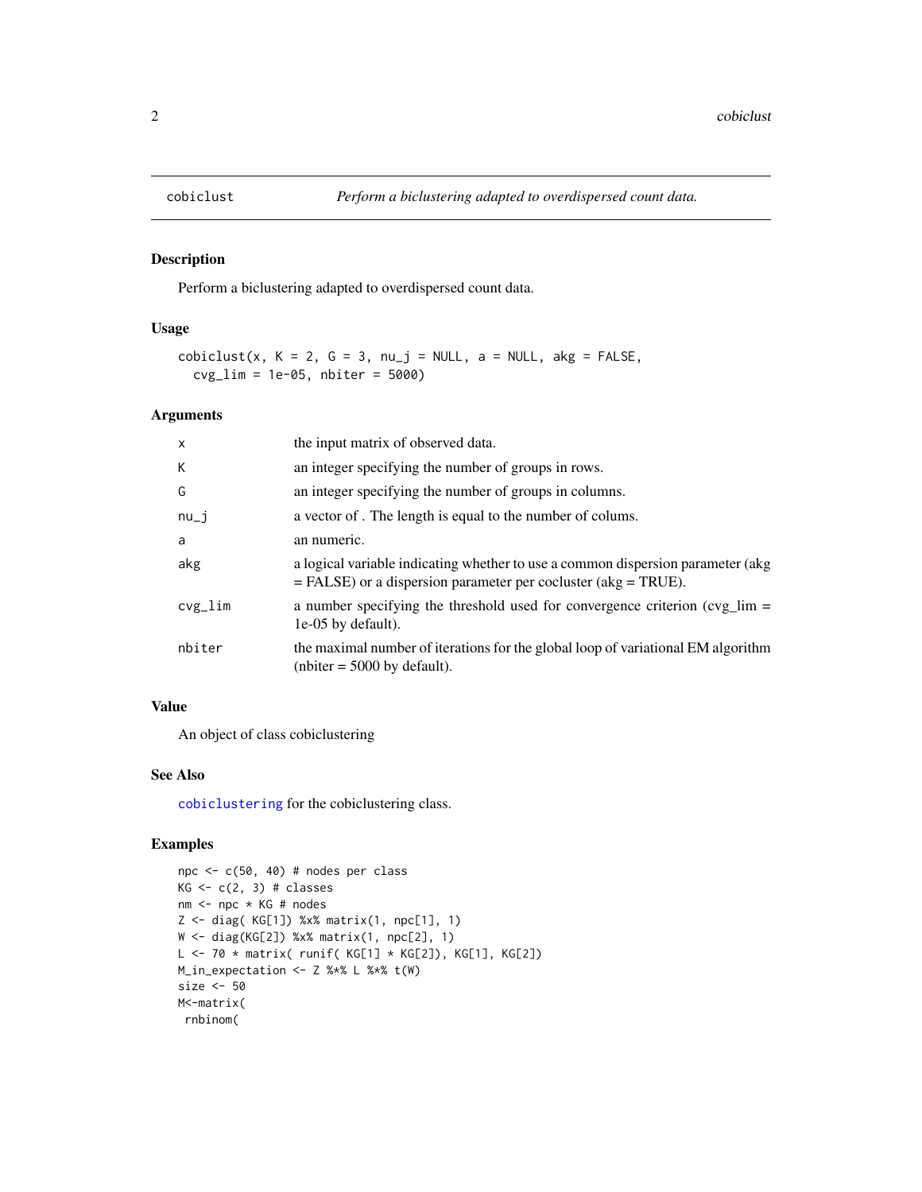## cobiclust — *Perform a biclustering adapted to overdispersed count data.*

### Description

Perform a biclustering adapted to overdispersed count data.

### Usage

```
cobiclust(x, K = 2, G = 3, nu_j = NULL, a = NULL, akg = FALSE,
  cvg_lim = 1e-05, nbiter = 5000)
```

### Arguments

| | |
|---|---|
| x | the input matrix of observed data. |
| K | an integer specifying the number of groups in rows. |
| G | an integer specifying the number of groups in columns. |
| nu_j | a vector of . The length is equal to the number of colums. |
| a | an numeric. |
| akg | a logical variable indicating whether to use a common dispersion parameter (akg = FALSE) or a dispersion parameter per cocluster (akg = TRUE). |
| cvg_lim | a number specifying the threshold used for convergence criterion (cvg_lim = 1e-05 by default). |
| nbiter | the maximal number of iterations for the global loop of variational EM algorithm (nbiter = 5000 by default). |

### Value

An object of class cobiclustering

### See Also

cobiclustering for the cobiclustering class.

### Examples

```
npc <- c(50, 40) # nodes per class
KG <- c(2, 3) # classes
nm <- npc * KG # nodes
Z <- diag( KG[1]) %x% matrix(1, npc[1], 1)
W <- diag(KG[2]) %x% matrix(1, npc[2], 1)
L <- 70 * matrix( runif( KG[1] * KG[2]), KG[1], KG[2])
M_in_expectation <- Z %*% L %*% t(W)
size <- 50
M<-matrix(
 rnbinom(
```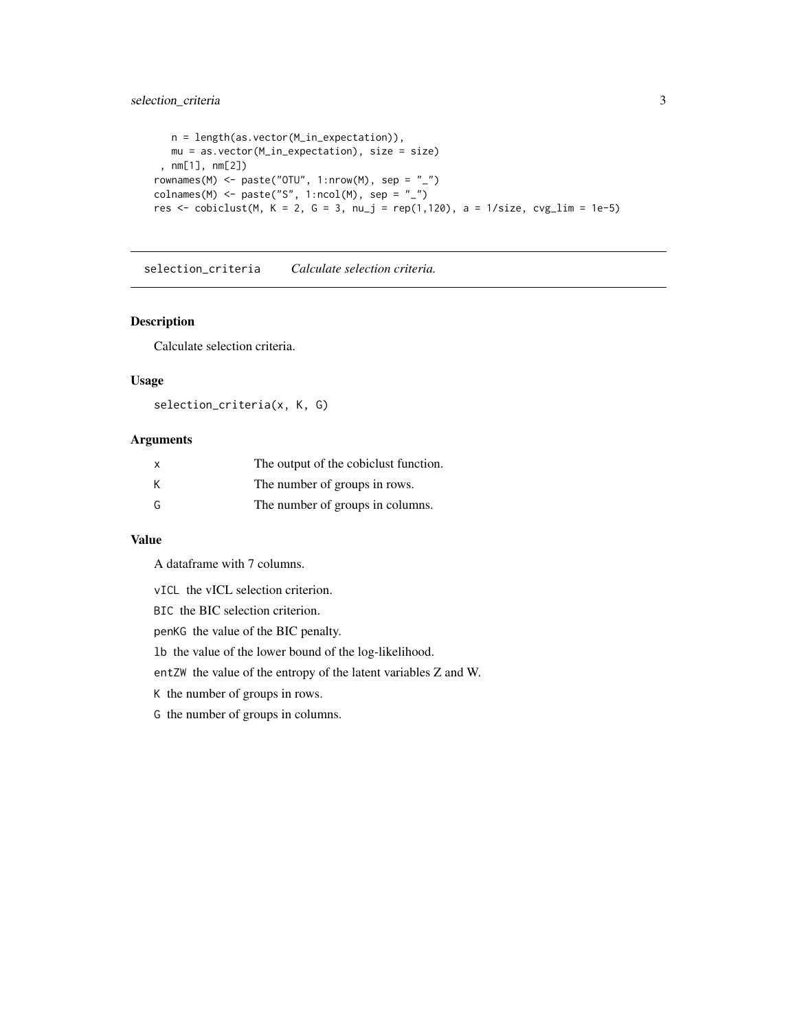```
    n = length(as.vector(M_in_expectation)),
    mu = as.vector(M_in_expectation), size = size)
  , nm[1], nm[2])
rownames(M) <- paste("OTU", 1:nrow(M), sep = "_")
colnames(M) <- paste("S", 1:ncol(M), sep = "_")
res <- cobiclust(M, K = 2, G = 3, nu_j = rep(1,120), a = 1/size, cvg_lim = 1e-5)
```

## selection_criteria *Calculate selection criteria.*

### Description

Calculate selection criteria.

### Usage

```
selection_criteria(x, K, G)
```

### Arguments

| | |
|---|---|
| x | The output of the cobiclust function. |
| K | The number of groups in rows. |
| G | The number of groups in columns. |

### Value

A dataframe with 7 columns.

`vICL` the vICL selection criterion.

`BIC` the BIC selection criterion.

`penKG` the value of the BIC penalty.

`lb` the value of the lower bound of the log-likelihood.

`entZW` the value of the entropy of the latent variables Z and W.

`K` the number of groups in rows.

`G` the number of groups in columns.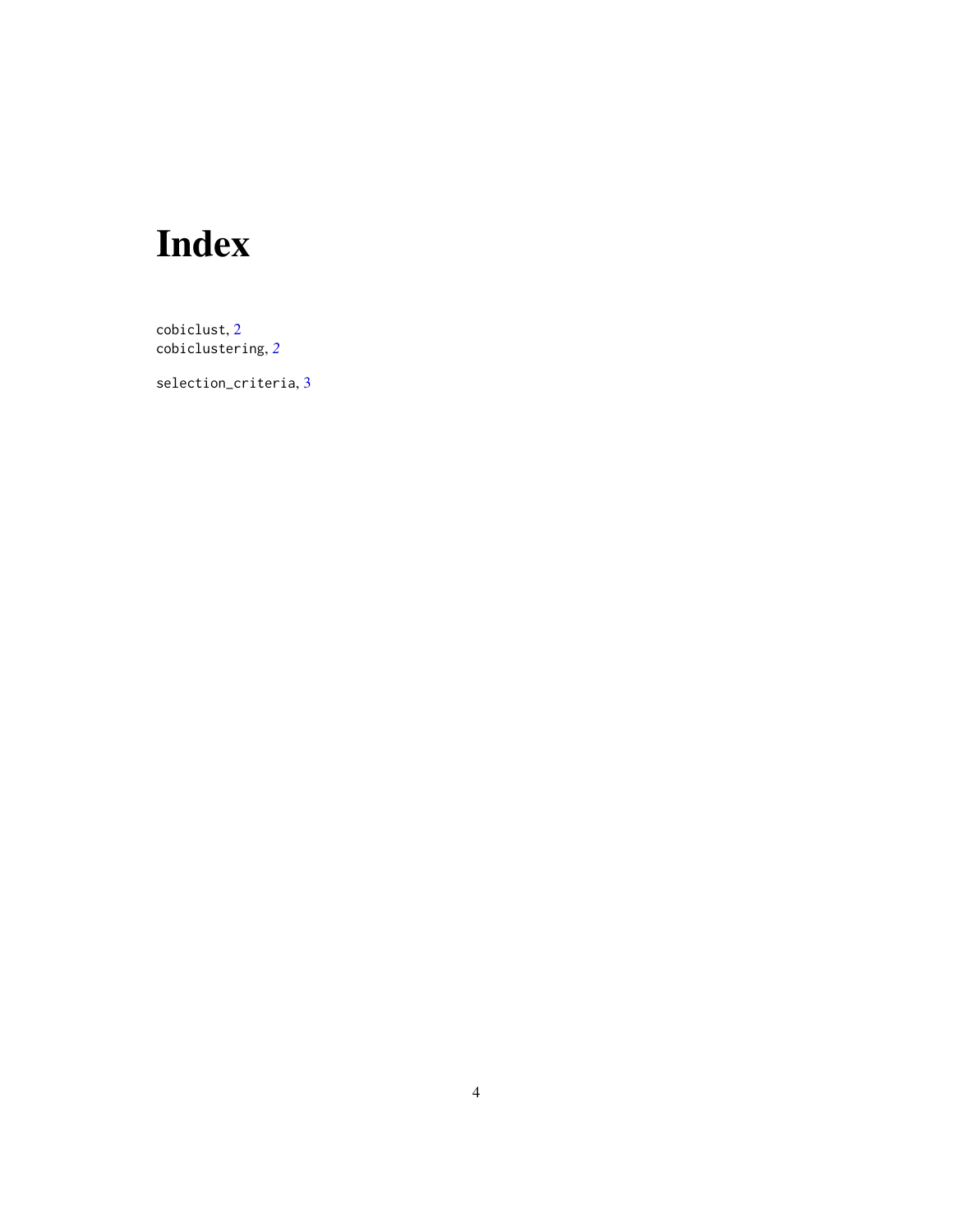# Index

cobiclust, 2
cobiclustering, *2*

selection_criteria, 3